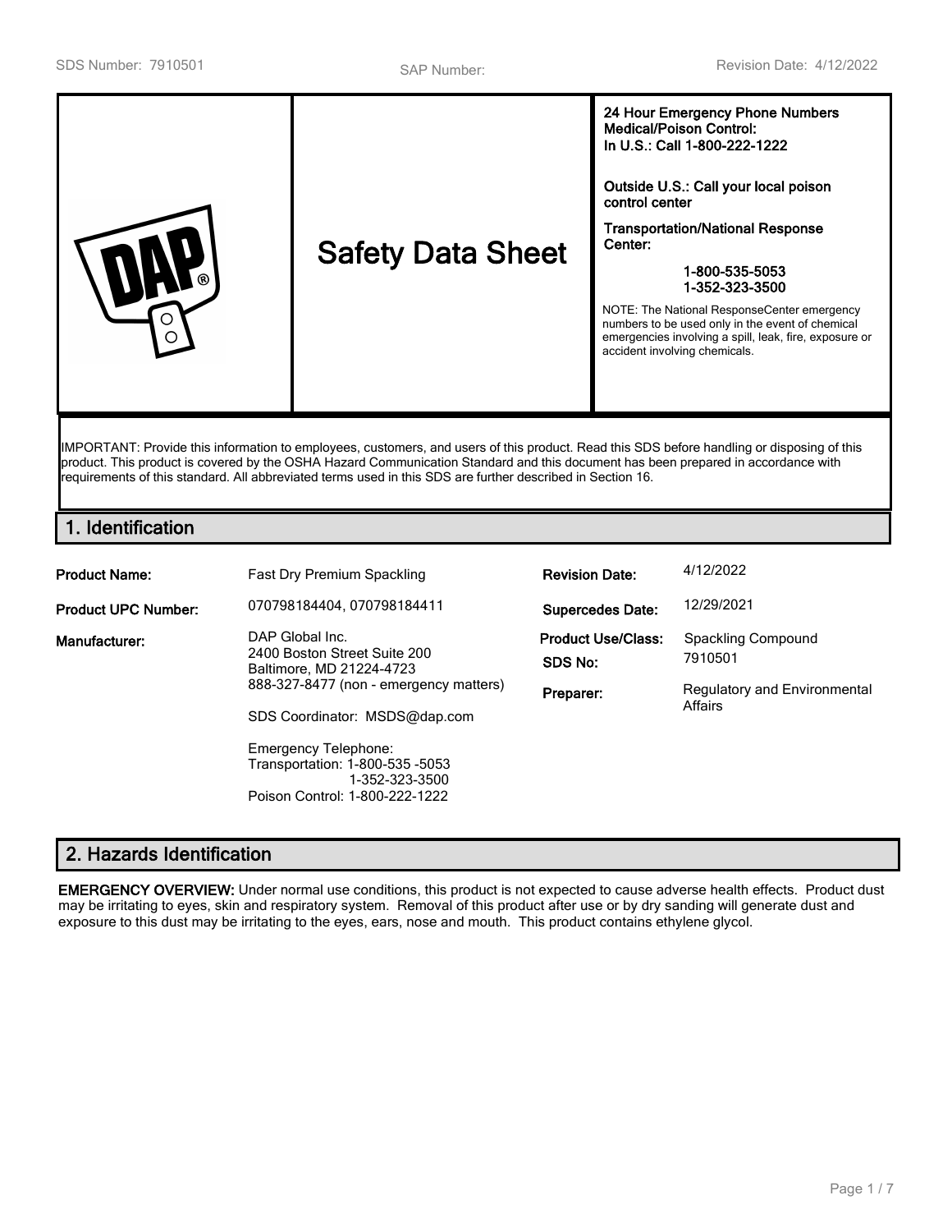# Safety Data Sheet

**24 Hour Emergency Phone Numbers**
**Medical/Poison Control:**
**In U.S.: Call 1-800-222-1222**

**Outside U.S.: Call your local poison control center**

**Transportation/National Response Center:**

**1-800-535-5053**
**1-352-323-3500**

NOTE: The National ResponseCenter emergency numbers to be used only in the event of chemical emergencies involving a spill, leak, fire, exposure or accident involving chemicals.

IMPORTANT: Provide this information to employees, customers, and users of this product. Read this SDS before handling or disposing of this product. This product is covered by the OSHA Hazard Communication Standard and this document has been prepared in accordance with requirements of this standard. All abbreviated terms used in this SDS are further described in Section 16.

## 1. Identification

| | | | |
|---|---|---|---|
| **Product Name:** | Fast Dry Premium Spackling | **Revision Date:** | 4/12/2022 |
| **Product UPC Number:** | 070798184404, 070798184411 | **Supercedes Date:** | 12/29/2021 |
| **Manufacturer:** | DAP Global Inc.<br>2400 Boston Street Suite 200<br>Baltimore, MD 21224-4723<br>888-327-8477 (non - emergency matters)<br><br>SDS Coordinator: MSDS@dap.com<br><br>Emergency Telephone:<br>Transportation: 1-800-535 -5053<br>1-352-323-3500<br>Poison Control: 1-800-222-1222 | **Product Use/Class:**<br>**SDS No:**<br>**Preparer:** | Spackling Compound<br>7910501<br>Regulatory and Environmental Affairs |

## 2. Hazards Identification

**EMERGENCY OVERVIEW:** Under normal use conditions, this product is not expected to cause adverse health effects. Product dust may be irritating to eyes, skin and respiratory system. Removal of this product after use or by dry sanding will generate dust and exposure to this dust may be irritating to the eyes, ears, nose and mouth. This product contains ethylene glycol.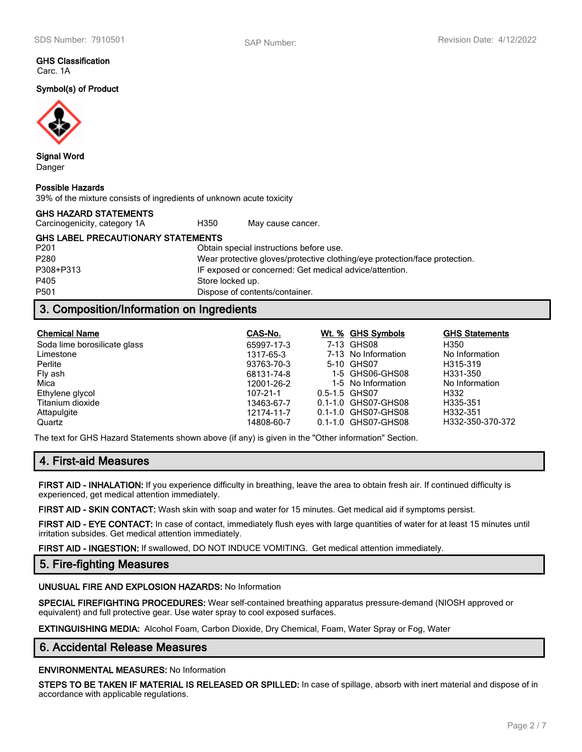**GHS Classification**
Carc. 1A

**Symbol(s) of Product**

**Signal Word**
Danger

**Possible Hazards**
39% of the mixture consists of ingredients of unknown acute toxicity

**GHS HAZARD STATEMENTS**

| | | |
|---|---|---|
| Carcinogenicity, category 1A | H350 | May cause cancer. |

**GHS LABEL PRECAUTIONARY STATEMENTS**

| | |
|---|---|
| P201 | Obtain special instructions before use. |
| P280 | Wear protective gloves/protective clothing/eye protection/face protection. |
| P308+P313 | IF exposed or concerned: Get medical advice/attention. |
| P405 | Store locked up. |
| P501 | Dispose of contents/container. |

## 3. Composition/Information on Ingredients

| Chemical Name | CAS-No. | Wt. % | GHS Symbols | GHS Statements |
|---|---|---|---|---|
| Soda lime borosilicate glass | 65997-17-3 | 7-13 | GHS08 | H350 |
| Limestone | 1317-65-3 | 7-13 | No Information | No Information |
| Perlite | 93763-70-3 | 5-10 | GHS07 | H315-319 |
| Fly ash | 68131-74-8 | 1-5 | GHS06-GHS08 | H331-350 |
| Mica | 12001-26-2 | 1-5 | No Information | No Information |
| Ethylene glycol | 107-21-1 | 0.5-1.5 | GHS07 | H332 |
| Titanium dioxide | 13463-67-7 | 0.1-1.0 | GHS07-GHS08 | H335-351 |
| Attapulgite | 12174-11-7 | 0.1-1.0 | GHS07-GHS08 | H332-351 |
| Quartz | 14808-60-7 | 0.1-1.0 | GHS07-GHS08 | H332-350-370-372 |

The text for GHS Hazard Statements shown above (if any) is given in the "Other information" Section.

## 4. First-aid Measures

**FIRST AID - INHALATION:** If you experience difficulty in breathing, leave the area to obtain fresh air. If continued difficulty is experienced, get medical attention immediately.

**FIRST AID - SKIN CONTACT:** Wash skin with soap and water for 15 minutes. Get medical aid if symptoms persist.

**FIRST AID - EYE CONTACT:** In case of contact, immediately flush eyes with large quantities of water for at least 15 minutes until irritation subsides. Get medical attention immediately.

**FIRST AID - INGESTION:** If swallowed, DO NOT INDUCE VOMITING. Get medical attention immediately.

## 5. Fire-fighting Measures

**UNUSUAL FIRE AND EXPLOSION HAZARDS:** No Information

**SPECIAL FIREFIGHTING PROCEDURES:** Wear self-contained breathing apparatus pressure-demand (NIOSH approved or equivalent) and full protective gear. Use water spray to cool exposed surfaces.

**EXTINGUISHING MEDIA:** Alcohol Foam, Carbon Dioxide, Dry Chemical, Foam, Water Spray or Fog, Water

## 6. Accidental Release Measures

**ENVIRONMENTAL MEASURES:** No Information

**STEPS TO BE TAKEN IF MATERIAL IS RELEASED OR SPILLED:** In case of spillage, absorb with inert material and dispose of in accordance with applicable regulations.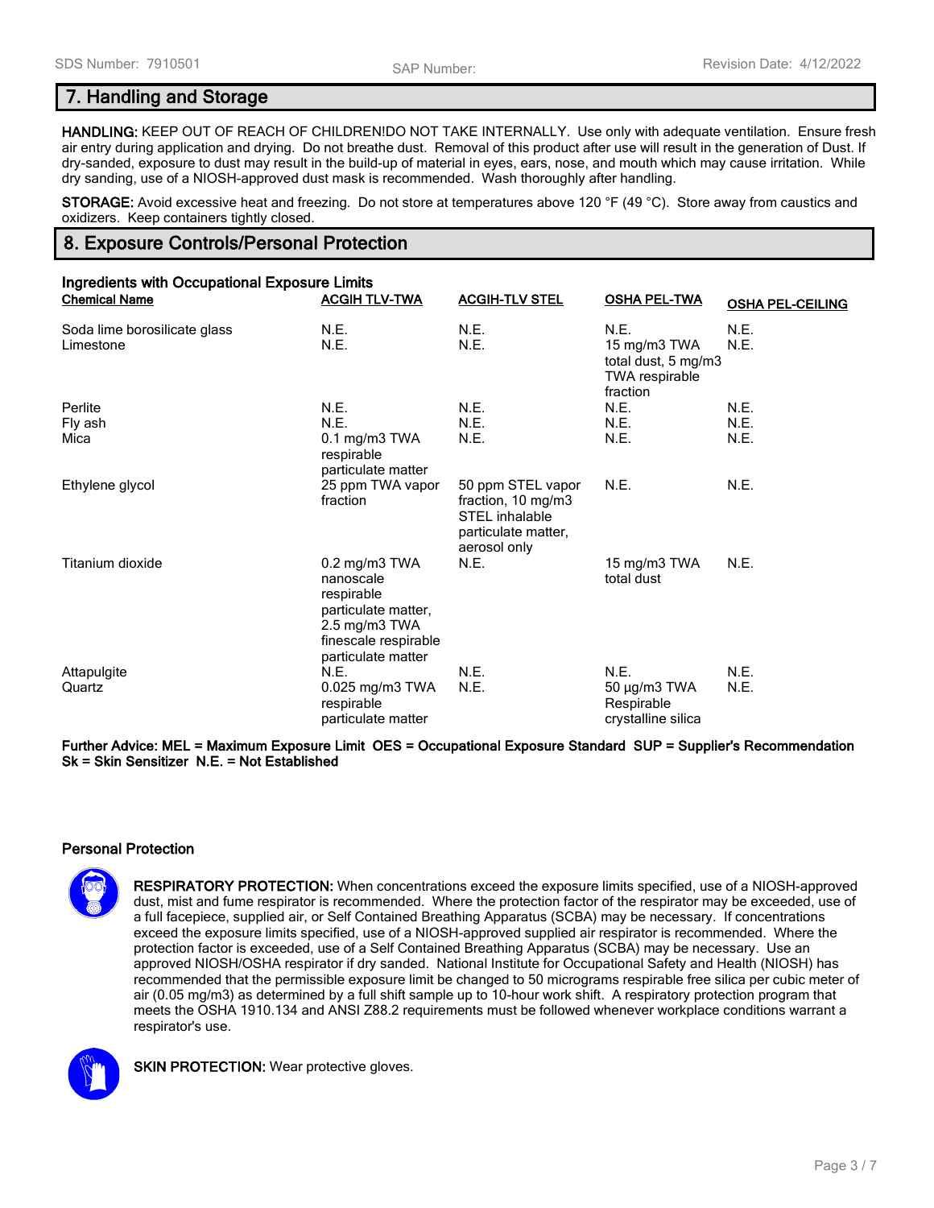## 7. Handling and Storage

**HANDLING:** KEEP OUT OF REACH OF CHILDREN!DO NOT TAKE INTERNALLY. Use only with adequate ventilation. Ensure fresh air entry during application and drying. Do not breathe dust. Removal of this product after use will result in the generation of Dust. If dry-sanded, exposure to dust may result in the build-up of material in eyes, ears, nose, and mouth which may cause irritation. While dry sanding, use of a NIOSH-approved dust mask is recommended. Wash thoroughly after handling.

**STORAGE:** Avoid excessive heat and freezing. Do not store at temperatures above 120 °F (49 °C). Store away from caustics and oxidizers. Keep containers tightly closed.

## 8. Exposure Controls/Personal Protection

**Ingredients with Occupational Exposure Limits**

| Chemical Name | ACGIH TLV-TWA | ACGIH-TLV STEL | OSHA PEL-TWA | OSHA PEL-CEILING |
|---|---|---|---|---|
| Soda lime borosilicate glass | N.E. | N.E. | N.E. | N.E. |
| Limestone | N.E. | N.E. | 15 mg/m3 TWA total dust, 5 mg/m3 TWA respirable fraction | N.E. |
| Perlite | N.E. | N.E. | N.E. | N.E. |
| Fly ash | N.E. | N.E. | N.E. | N.E. |
| Mica | 0.1 mg/m3 TWA respirable particulate matter | N.E. | N.E. | N.E. |
| Ethylene glycol | 25 ppm TWA vapor fraction | 50 ppm STEL vapor fraction, 10 mg/m3 STEL inhalable particulate matter, aerosol only | N.E. | N.E. |
| Titanium dioxide | 0.2 mg/m3 TWA nanoscale respirable particulate matter, 2.5 mg/m3 TWA finescale respirable particulate matter | N.E. | 15 mg/m3 TWA total dust | N.E. |
| Attapulgite | N.E. | N.E. | N.E. | N.E. |
| Quartz | 0.025 mg/m3 TWA respirable particulate matter | N.E. | 50 µg/m3 TWA Respirable crystalline silica | N.E. |

**Further Advice: MEL = Maximum Exposure Limit OES = Occupational Exposure Standard SUP = Supplier's Recommendation Sk = Skin Sensitizer N.E. = Not Established**

### Personal Protection

**RESPIRATORY PROTECTION:** When concentrations exceed the exposure limits specified, use of a NIOSH-approved dust, mist and fume respirator is recommended. Where the protection factor of the respirator may be exceeded, use of a full facepiece, supplied air, or Self Contained Breathing Apparatus (SCBA) may be necessary. If concentrations exceed the exposure limits specified, use of a NIOSH-approved supplied air respirator is recommended. Where the protection factor is exceeded, use of a Self Contained Breathing Apparatus (SCBA) may be necessary. Use an approved NIOSH/OSHA respirator if dry sanded. National Institute for Occupational Safety and Health (NIOSH) has recommended that the permissible exposure limit be changed to 50 micrograms respirable free silica per cubic meter of air (0.05 mg/m3) as determined by a full shift sample up to 10-hour work shift. A respiratory protection program that meets the OSHA 1910.134 and ANSI Z88.2 requirements must be followed whenever workplace conditions warrant a respirator's use.

**SKIN PROTECTION:** Wear protective gloves.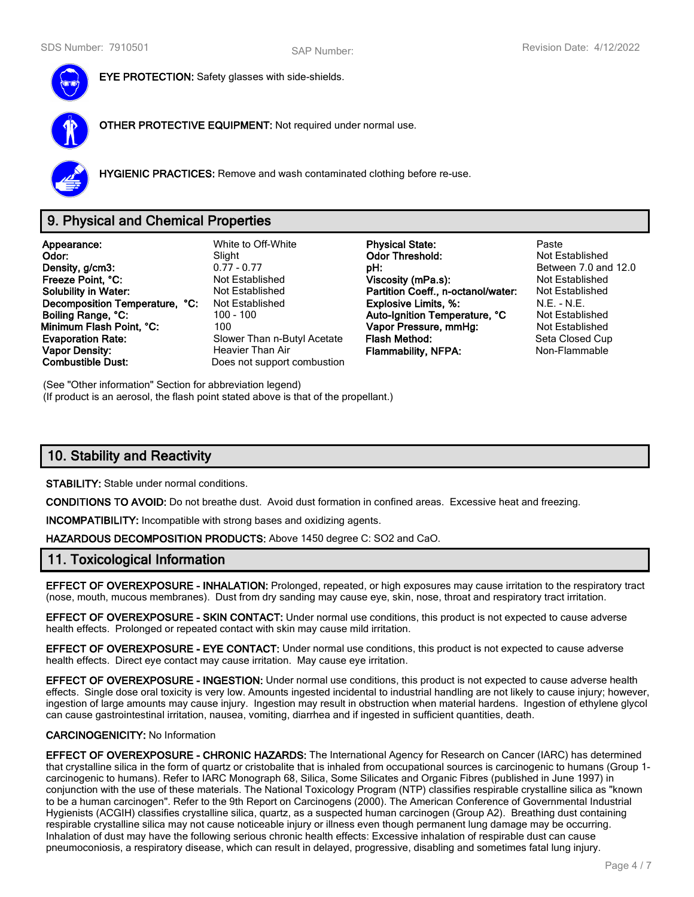**EYE PROTECTION:** Safety glasses with side-shields.

**OTHER PROTECTIVE EQUIPMENT:** Not required under normal use.

**HYGIENIC PRACTICES:** Remove and wash contaminated clothing before re-use.

## 9. Physical and Chemical Properties

| | | | |
|---|---|---|---|
| **Appearance:** | White to Off-White | **Physical State:** | Paste |
| **Odor:** | Slight | **Odor Threshold:** | Not Established |
| **Density, g/cm3:** | 0.77 - 0.77 | **pH:** | Between 7.0 and 12.0 |
| **Freeze Point, °C:** | Not Established | **Viscosity (mPa.s):** | Not Established |
| **Solubility in Water:** | Not Established | **Partition Coeff., n-octanol/water:** | Not Established |
| **Decomposition Temperature, °C:** | Not Established | **Explosive Limits, %:** | N.E. - N.E. |
| **Boiling Range, °C:** | 100 - 100 | **Auto-Ignition Temperature, °C** | Not Established |
| **Minimum Flash Point, °C:** | 100 | **Vapor Pressure, mmHg:** | Not Established |
| **Evaporation Rate:** | Slower Than n-Butyl Acetate | **Flash Method:** | Seta Closed Cup |
| **Vapor Density:** | Heavier Than Air | **Flammability, NFPA:** | Non-Flammable |
| **Combustible Dust:** | Does not support combustion | | |

(See "Other information" Section for abbreviation legend)
(If product is an aerosol, the flash point stated above is that of the propellant.)

## 10. Stability and Reactivity

**STABILITY:** Stable under normal conditions.

**CONDITIONS TO AVOID:** Do not breathe dust. Avoid dust formation in confined areas. Excessive heat and freezing.

**INCOMPATIBILITY:** Incompatible with strong bases and oxidizing agents.

**HAZARDOUS DECOMPOSITION PRODUCTS:** Above 1450 degree C: $SO_2$ and CaO.

## 11. Toxicological Information

**EFFECT OF OVEREXPOSURE - INHALATION:** Prolonged, repeated, or high exposures may cause irritation to the respiratory tract (nose, mouth, mucous membranes). Dust from dry sanding may cause eye, skin, nose, throat and respiratory tract irritation.

**EFFECT OF OVEREXPOSURE - SKIN CONTACT:** Under normal use conditions, this product is not expected to cause adverse health effects. Prolonged or repeated contact with skin may cause mild irritation.

**EFFECT OF OVEREXPOSURE - EYE CONTACT:** Under normal use conditions, this product is not expected to cause adverse health effects. Direct eye contact may cause irritation. May cause eye irritation.

**EFFECT OF OVEREXPOSURE - INGESTION:** Under normal use conditions, this product is not expected to cause adverse health effects. Single dose oral toxicity is very low. Amounts ingested incidental to industrial handling are not likely to cause injury; however, ingestion of large amounts may cause injury. Ingestion may result in obstruction when material hardens. Ingestion of ethylene glycol can cause gastrointestinal irritation, nausea, vomiting, diarrhea and if ingested in sufficient quantities, death.

**CARCINOGENICITY:** No Information

**EFFECT OF OVEREXPOSURE - CHRONIC HAZARDS:** The International Agency for Research on Cancer (IARC) has determined that crystalline silica in the form of quartz or cristobalite that is inhaled from occupational sources is carcinogenic to humans (Group 1-carcinogenic to humans). Refer to IARC Monograph 68, Silica, Some Silicates and Organic Fibres (published in June 1997) in conjunction with the use of these materials. The National Toxicology Program (NTP) classifies respirable crystalline silica as "known to be a human carcinogen". Refer to the 9th Report on Carcinogens (2000). The American Conference of Governmental Industrial Hygienists (ACGIH) classifies crystalline silica, quartz, as a suspected human carcinogen (Group A2). Breathing dust containing respirable crystalline silica may not cause noticeable injury or illness even though permanent lung damage may be occurring. Inhalation of dust may have the following serious chronic health effects: Excessive inhalation of respirable dust can cause pneumoconiosis, a respiratory disease, which can result in delayed, progressive, disabling and sometimes fatal lung injury.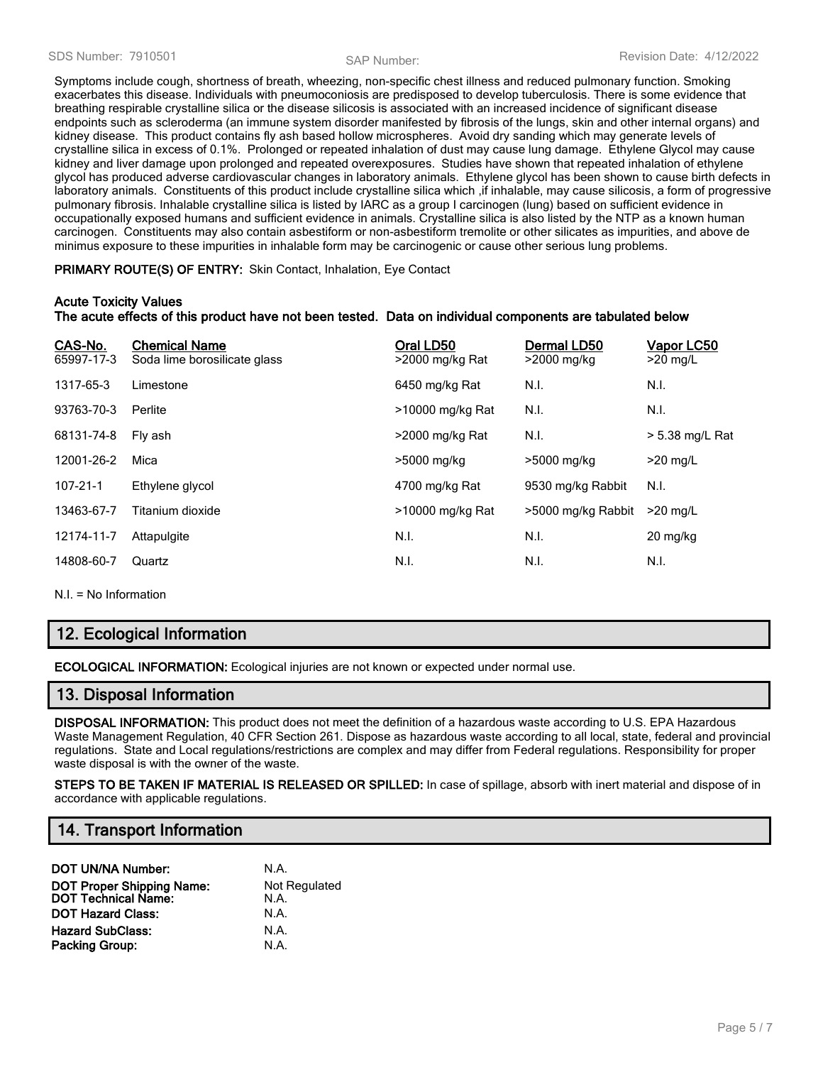Symptoms include cough, shortness of breath, wheezing, non-specific chest illness and reduced pulmonary function. Smoking exacerbates this disease. Individuals with pneumoconiosis are predisposed to develop tuberculosis. There is some evidence that breathing respirable crystalline silica or the disease silicosis is associated with an increased incidence of significant disease endpoints such as scleroderma (an immune system disorder manifested by fibrosis of the lungs, skin and other internal organs) and kidney disease. This product contains fly ash based hollow microspheres. Avoid dry sanding which may generate levels of crystalline silica in excess of 0.1%. Prolonged or repeated inhalation of dust may cause lung damage. Ethylene Glycol may cause kidney and liver damage upon prolonged and repeated overexposures. Studies have shown that repeated inhalation of ethylene glycol has produced adverse cardiovascular changes in laboratory animals. Ethylene glycol has been shown to cause birth defects in laboratory animals. Constituents of this product include crystalline silica which ,if inhalable, may cause silicosis, a form of progressive pulmonary fibrosis. Inhalable crystalline silica is listed by IARC as a group I carcinogen (lung) based on sufficient evidence in occupationally exposed humans and sufficient evidence in animals. Crystalline silica is also listed by the NTP as a known human carcinogen. Constituents may also contain asbestiform or non-asbestiform tremolite or other silicates as impurities, and above de minimus exposure to these impurities in inhalable form may be carcinogenic or cause other serious lung problems.

**PRIMARY ROUTE(S) OF ENTRY:** Skin Contact, Inhalation, Eye Contact

**Acute Toxicity Values**
**The acute effects of this product have not been tested. Data on individual components are tabulated below**

| CAS-No. | Chemical Name | Oral LD50 | Dermal LD50 | Vapor LC50 |
|---|---|---|---|---|
| 65997-17-3 | Soda lime borosilicate glass | >2000 mg/kg Rat | >2000 mg/kg | >20 mg/L |
| 1317-65-3 | Limestone | 6450 mg/kg Rat | N.I. | N.I. |
| 93763-70-3 | Perlite | >10000 mg/kg Rat | N.I. | N.I. |
| 68131-74-8 | Fly ash | >2000 mg/kg Rat | N.I. | > 5.38 mg/L Rat |
| 12001-26-2 | Mica | >5000 mg/kg | >5000 mg/kg | >20 mg/L |
| 107-21-1 | Ethylene glycol | 4700 mg/kg Rat | 9530 mg/kg Rabbit | N.I. |
| 13463-67-7 | Titanium dioxide | >10000 mg/kg Rat | >5000 mg/kg Rabbit | >20 mg/L |
| 12174-11-7 | Attapulgite | N.I. | N.I. | 20 mg/kg |
| 14808-60-7 | Quartz | N.I. | N.I. | N.I. |

N.I. = No Information

## 12. Ecological Information

**ECOLOGICAL INFORMATION:** Ecological injuries are not known or expected under normal use.

## 13. Disposal Information

**DISPOSAL INFORMATION:** This product does not meet the definition of a hazardous waste according to U.S. EPA Hazardous Waste Management Regulation, 40 CFR Section 261. Dispose as hazardous waste according to all local, state, federal and provincial regulations. State and Local regulations/restrictions are complex and may differ from Federal regulations. Responsibility for proper waste disposal is with the owner of the waste.

**STEPS TO BE TAKEN IF MATERIAL IS RELEASED OR SPILLED:** In case of spillage, absorb with inert material and dispose of in accordance with applicable regulations.

## 14. Transport Information

**DOT UN/NA Number:** N.A.
**DOT Proper Shipping Name:** Not Regulated
**DOT Technical Name:** N.A.
**DOT Hazard Class:** N.A.
**Hazard SubClass:** N.A.
**Packing Group:** N.A.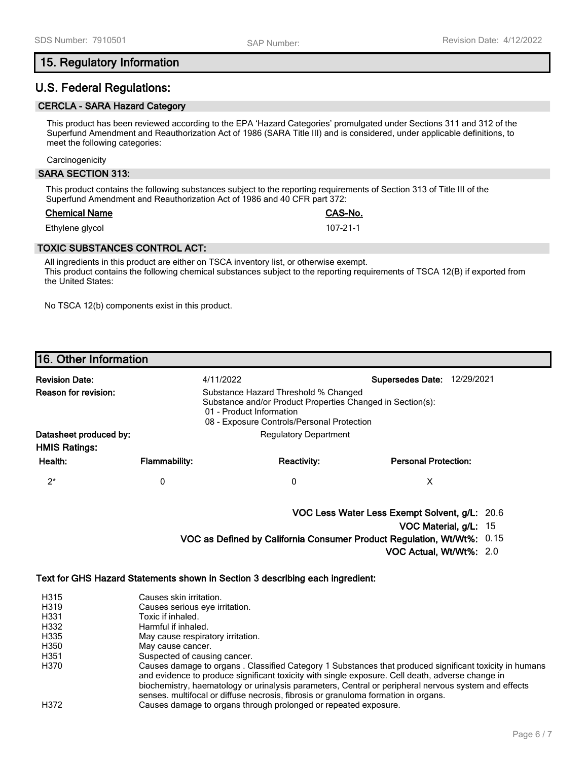## 15. Regulatory Information

## U.S. Federal Regulations:

### CERCLA - SARA Hazard Category

This product has been reviewed according to the EPA 'Hazard Categories' promulgated under Sections 311 and 312 of the Superfund Amendment and Reauthorization Act of 1986 (SARA Title III) and is considered, under applicable definitions, to meet the following categories:

Carcinogenicity

### SARA SECTION 313:

This product contains the following substances subject to the reporting requirements of Section 313 of Title III of the Superfund Amendment and Reauthorization Act of 1986 and 40 CFR part 372:

| Chemical Name | CAS-No. |
|---|---|
| Ethylene glycol | 107-21-1 |

### TOXIC SUBSTANCES CONTROL ACT:

All ingredients in this product are either on TSCA inventory list, or otherwise exempt.
This product contains the following chemical substances subject to the reporting requirements of TSCA 12(B) if exported from the United States:

No TSCA 12(b) components exist in this product.

## 16. Other Information

**Revision Date:** 4/11/2022 **Supersedes Date:** 12/29/2021

**Reason for revision:** Substance Hazard Threshold % Changed
Substance and/or Product Properties Changed in Section(s):
01 - Product Information
08 - Exposure Controls/Personal Protection

**Datasheet produced by:** Regulatory Department

**HMIS Ratings:**

| Health: | Flammability: | Reactivity: | Personal Protection: |
|---|---|---|---|
| 2* | 0 | 0 | X |

**VOC Less Water Less Exempt Solvent, g/L:** 20.6
**VOC Material, g/L:** 15
**VOC as Defined by California Consumer Product Regulation, Wt/Wt%:** 0.15
**VOC Actual, Wt/Wt%:** 2.0

**Text for GHS Hazard Statements shown in Section 3 describing each ingredient:**

| | |
|---|---|
| H315 | Causes skin irritation. |
| H319 | Causes serious eye irritation. |
| H331 | Toxic if inhaled. |
| H332 | Harmful if inhaled. |
| H335 | May cause respiratory irritation. |
| H350 | May cause cancer. |
| H351 | Suspected of causing cancer. |
| H370 | Causes damage to organs . Classified Category 1 Substances that produced significant toxicity in humans and evidence to produce significant toxicity with single exposure. Cell death, adverse change in biochemistry, haematology or urinalysis parameters, Central or peripheral nervous system and effects senses. multifocal or diffuse necrosis, fibrosis or granuloma formation in organs. |
| H372 | Causes damage to organs through prolonged or repeated exposure. |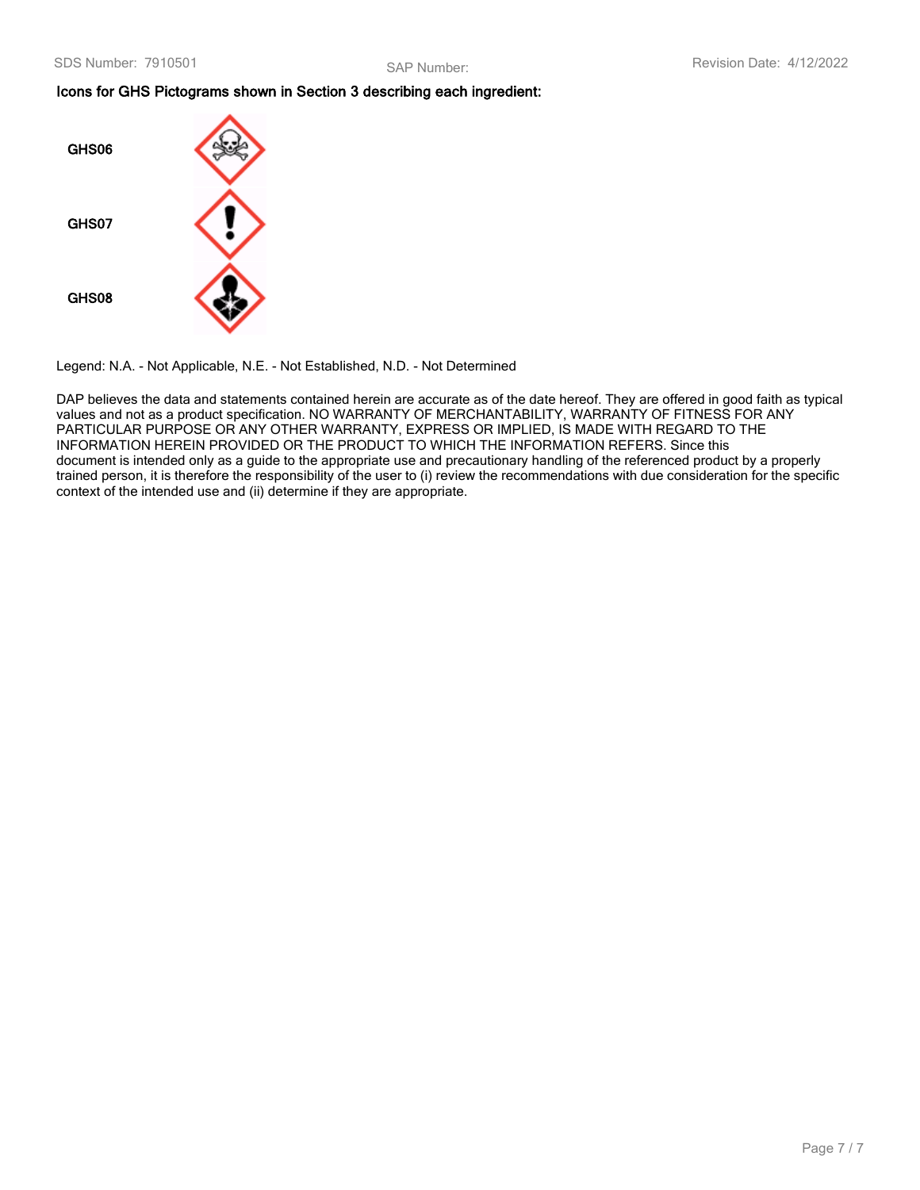**Icons for GHS Pictograms shown in Section 3 describing each ingredient:**

GHS06

GHS07

GHS08

Legend: N.A. - Not Applicable, N.E. - Not Established, N.D. - Not Determined

DAP believes the data and statements contained herein are accurate as of the date hereof. They are offered in good faith as typical values and not as a product specification. NO WARRANTY OF MERCHANTABILITY, WARRANTY OF FITNESS FOR ANY PARTICULAR PURPOSE OR ANY OTHER WARRANTY, EXPRESS OR IMPLIED, IS MADE WITH REGARD TO THE INFORMATION HEREIN PROVIDED OR THE PRODUCT TO WHICH THE INFORMATION REFERS. Since this document is intended only as a guide to the appropriate use and precautionary handling of the referenced product by a properly trained person, it is therefore the responsibility of the user to (i) review the recommendations with due consideration for the specific context of the intended use and (ii) determine if they are appropriate.